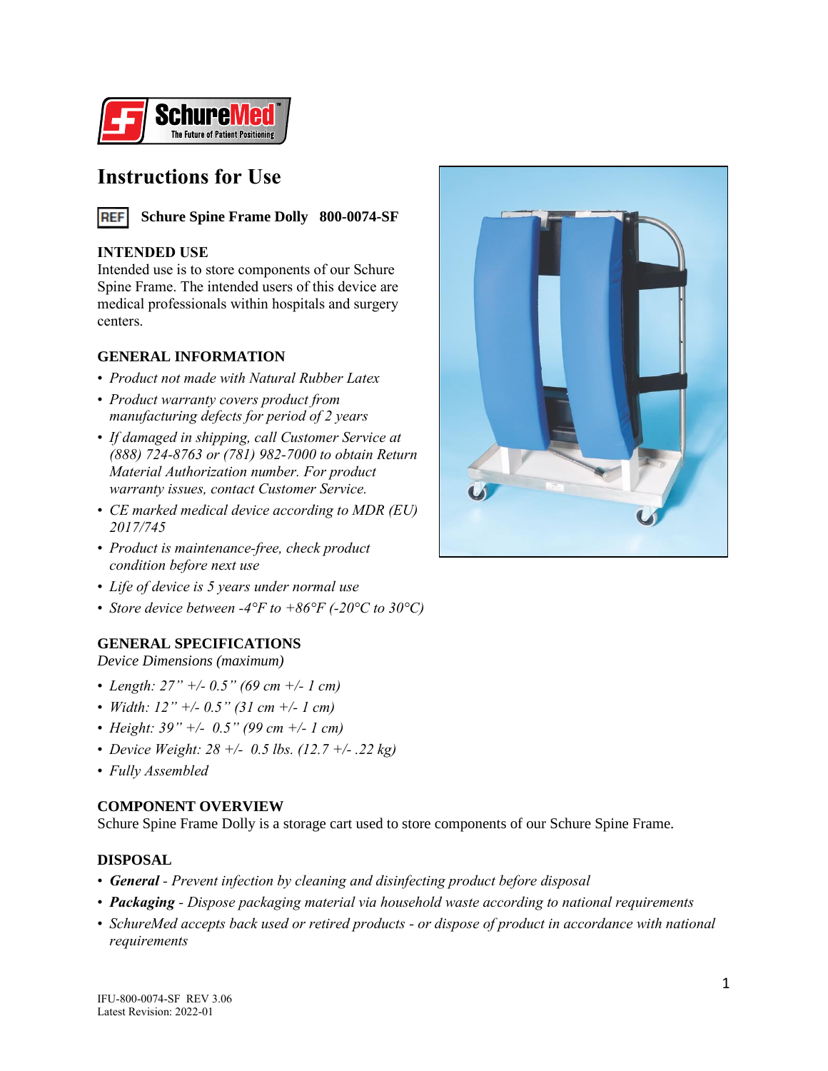# Instructions for Use

**REF Schure Spine Frame Dolly 800-0074-SF**

## INTENDED USE

Intended use is to store components of our Schure Spine Frame. The intended users of this device are medical professionals within hospitals and surgery centers.

## GENERAL INFORMATION

- *Product not made with Natural Rubber Latex*
- *Product warranty covers product from manufacturing defects for period of 2 years*
- *If damaged in shipping, call Customer Service at (888) 724-8763 or (781) 982-7000 to obtain Return Material Authorization number. For product warranty issues, contact Customer Service.*
- *CE marked medical device according to MDR (EU) 2017/745*
- *Product is maintenance-free, check product condition before next use*
- *Life of device is 5 years under normal use*
- *Store device between -4°F to +86°F (-20°C to 30°C)*

## GENERAL SPECIFICATIONS

*Device Dimensions (maximum)*

- *Length: 27" +/- 0.5" (69 cm +/- 1 cm)*
- *Width: 12" +/- 0.5" (31 cm +/- 1 cm)*
- *Height: 39" +/- 0.5" (99 cm +/- 1 cm)*
- *Device Weight: 28 +/- 0.5 lbs. (12.7 +/- .22 kg)*
- *Fully Assembled*

## COMPONENT OVERVIEW

Schure Spine Frame Dolly is a storage cart used to store components of our Schure Spine Frame.

## DISPOSAL

- ***General*** *- Prevent infection by cleaning and disinfecting product before disposal*
- ***Packaging*** *- Dispose packaging material via household waste according to national requirements*
- *SchureMed accepts back used or retired products - or dispose of product in accordance with national requirements*

IFU-800-0074-SF REV 3.06
Latest Revision: 2022-01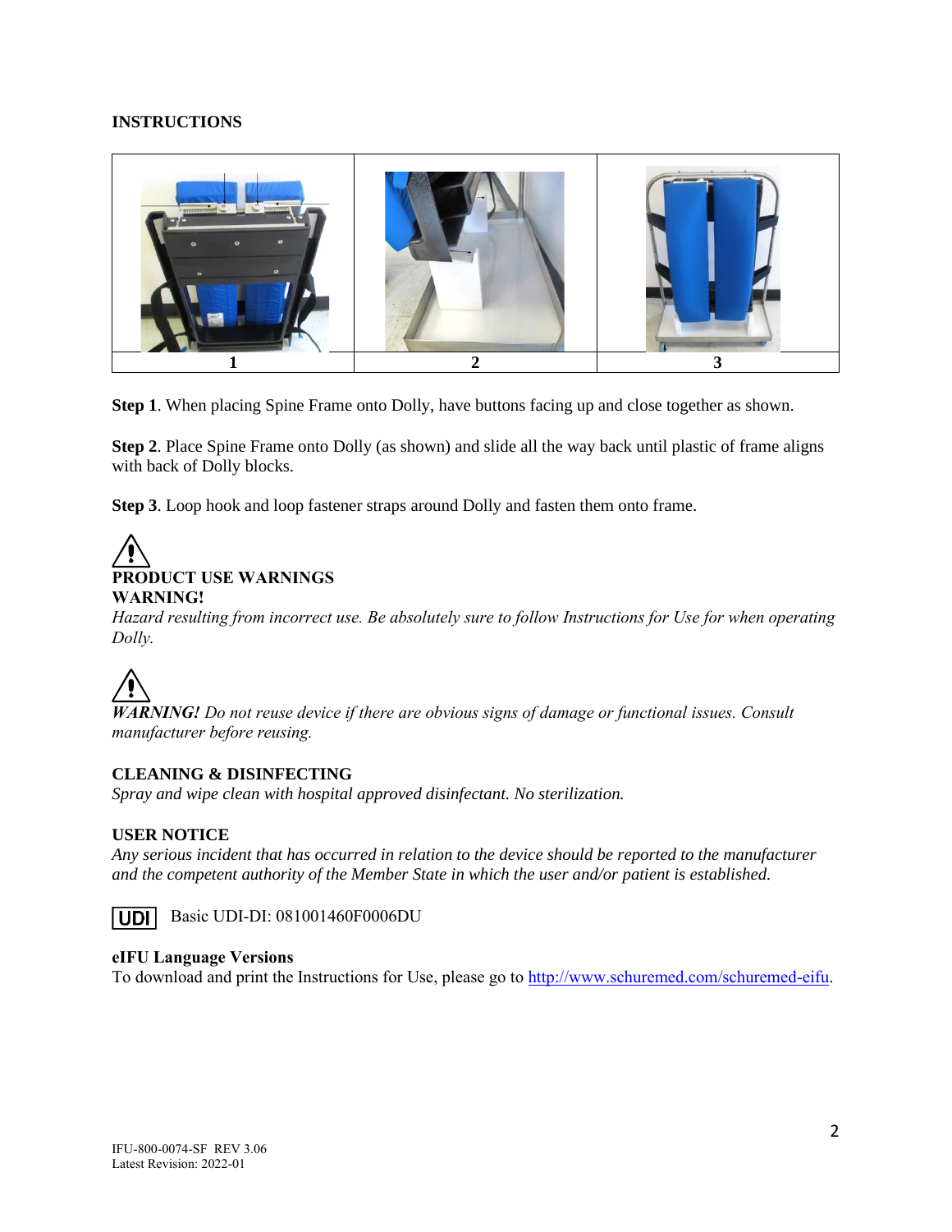**INSTRUCTIONS**

| 1 | 2 | 3 |
|---|---|---|

**Step 1**. When placing Spine Frame onto Dolly, have buttons facing up and close together as shown.

**Step 2**. Place Spine Frame onto Dolly (as shown) and slide all the way back until plastic of frame aligns with back of Dolly blocks.

**Step 3**. Loop hook and loop fastener straps around Dolly and fasten them onto frame.

**PRODUCT USE WARNINGS**

**WARNING!**

*Hazard resulting from incorrect use. Be absolutely sure to follow Instructions for Use for when operating Dolly.*

***WARNING!*** *Do not reuse device if there are obvious signs of damage or functional issues. Consult manufacturer before reusing.*

**CLEANING & DISINFECTING**

*Spray and wipe clean with hospital approved disinfectant. No sterilization.*

**USER NOTICE**

*Any serious incident that has occurred in relation to the device should be reported to the manufacturer and the competent authority of the Member State in which the user and/or patient is established.*

UDI Basic UDI-DI: 081001460F0006DU

**eIFU Language Versions**

To download and print the Instructions for Use, please go to http://www.schuremed.com/schuremed-eifu.

IFU-800-0074-SF REV 3.06
Latest Revision: 2022-01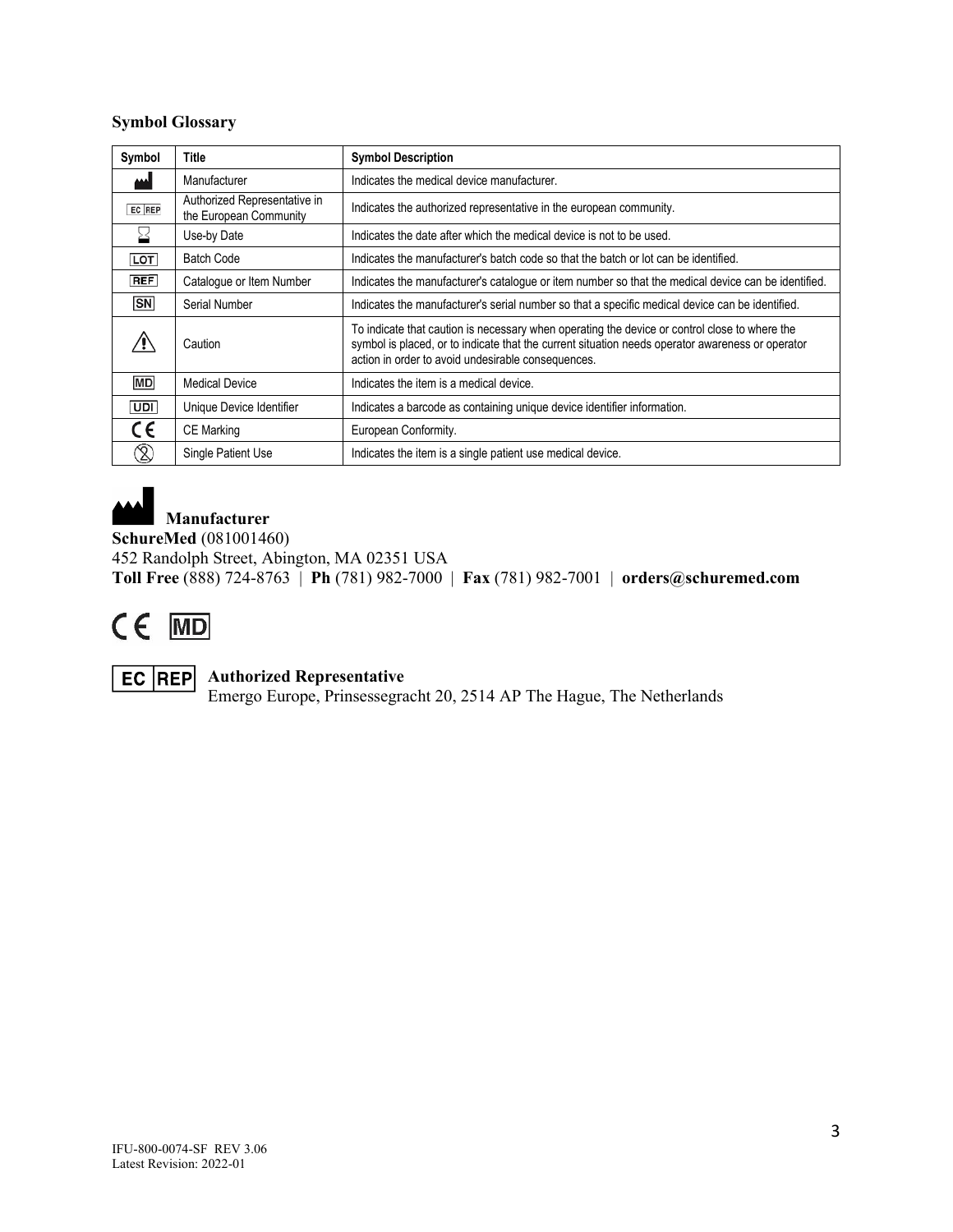## Symbol Glossary

| Symbol | Title | Symbol Description |
|---|---|---|
| | Manufacturer | Indicates the medical device manufacturer. |
| EC REP | Authorized Representative in the European Community | Indicates the authorized representative in the european community. |
| | Use-by Date | Indicates the date after which the medical device is not to be used. |
| LOT | Batch Code | Indicates the manufacturer's batch code so that the batch or lot can be identified. |
| REF | Catalogue or Item Number | Indicates the manufacturer's catalogue or item number so that the medical device can be identified. |
| SN | Serial Number | Indicates the manufacturer's serial number so that a specific medical device can be identified. |
| | Caution | To indicate that caution is necessary when operating the device or control close to where the symbol is placed, or to indicate that the current situation needs operator awareness or operator action in order to avoid undesirable consequences. |
| MD | Medical Device | Indicates the item is a medical device. |
| UDI | Unique Device Identifier | Indicates a barcode as containing unique device identifier information. |
| CE | CE Marking | European Conformity. |
| | Single Patient Use | Indicates the item is a single patient use medical device. |

**Manufacturer**

**SchureMed** (081001460)
452 Randolph Street, Abington, MA 02351 USA
**Toll Free** (888) 724-8763 | **Ph** (781) 982-7000 | **Fax** (781) 982-7001 | **orders@schuremed.com**

CE MD

EC REP **Authorized Representative**
Emergo Europe, Prinsessegracht 20, 2514 AP The Hague, The Netherlands

IFU-800-0074-SF REV 3.06
Latest Revision: 2022-01